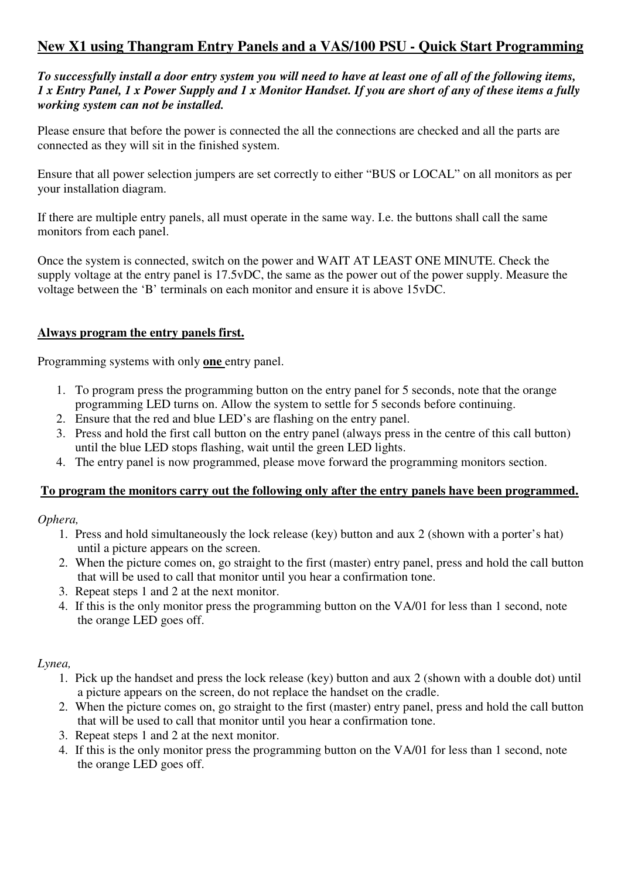## New X1 using Thangram Entry Panels and a VAS/100 PSU - Quick Start Programming

***To successfully install a door entry system you will need to have at least one of all of the following items, 1 x Entry Panel, 1 x Power Supply and 1 x Monitor Handset. If you are short of any of these items a fully working system can not be installed.***

Please ensure that before the power is connected the all the connections are checked and all the parts are connected as they will sit in the finished system.

Ensure that all power selection jumpers are set correctly to either "BUS or LOCAL" on all monitors as per your installation diagram.

If there are multiple entry panels, all must operate in the same way. I.e. the buttons shall call the same monitors from each panel.

Once the system is connected, switch on the power and WAIT AT LEAST ONE MINUTE. Check the supply voltage at the entry panel is 17.5vDC, the same as the power out of the power supply. Measure the voltage between the 'B' terminals on each monitor and ensure it is above 15vDC.

**Always program the entry panels first.**

Programming systems with only **one** entry panel.

1. To program press the programming button on the entry panel for 5 seconds, note that the orange programming LED turns on. Allow the system to settle for 5 seconds before continuing.
2. Ensure that the red and blue LED's are flashing on the entry panel.
3. Press and hold the first call button on the entry panel (always press in the centre of this call button) until the blue LED stops flashing, wait until the green LED lights.
4. The entry panel is now programmed, please move forward the programming monitors section.

**To program the monitors carry out the following only after the entry panels have been programmed.**

*Ophera,*

1. Press and hold simultaneously the lock release (key) button and aux 2 (shown with a porter's hat) until a picture appears on the screen.
2. When the picture comes on, go straight to the first (master) entry panel, press and hold the call button that will be used to call that monitor until you hear a confirmation tone.
3. Repeat steps 1 and 2 at the next monitor.
4. If this is the only monitor press the programming button on the VA/01 for less than 1 second, note the orange LED goes off.

*Lynea,*

1. Pick up the handset and press the lock release (key) button and aux 2 (shown with a double dot) until a picture appears on the screen, do not replace the handset on the cradle.
2. When the picture comes on, go straight to the first (master) entry panel, press and hold the call button that will be used to call that monitor until you hear a confirmation tone.
3. Repeat steps 1 and 2 at the next monitor.
4. If this is the only monitor press the programming button on the VA/01 for less than 1 second, note the orange LED goes off.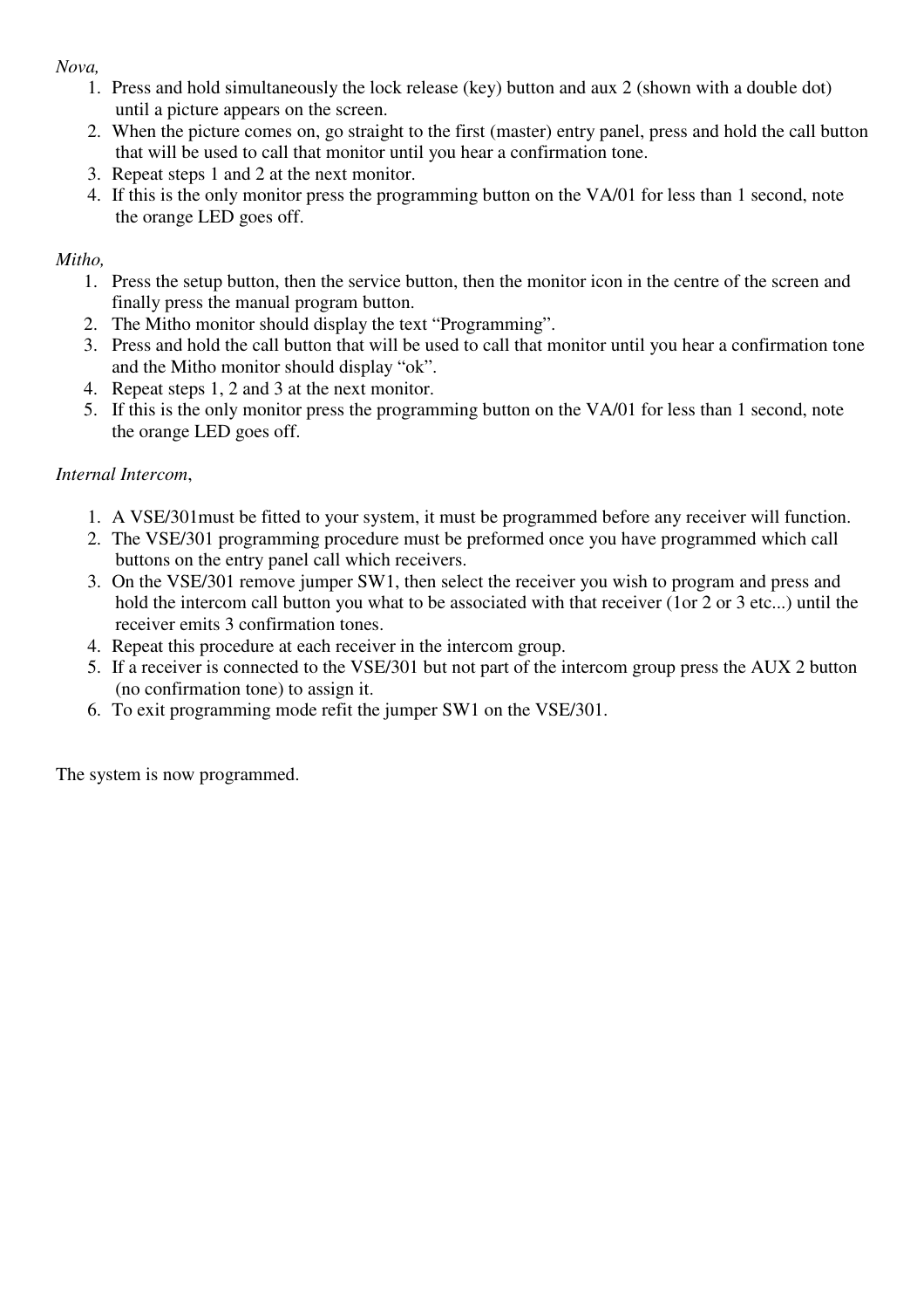*Nova,*

1. Press and hold simultaneously the lock release (key) button and aux 2 (shown with a double dot) until a picture appears on the screen.
2. When the picture comes on, go straight to the first (master) entry panel, press and hold the call button that will be used to call that monitor until you hear a confirmation tone.
3. Repeat steps 1 and 2 at the next monitor.
4. If this is the only monitor press the programming button on the VA/01 for less than 1 second, note the orange LED goes off.

*Mitho,*

1. Press the setup button, then the service button, then the monitor icon in the centre of the screen and finally press the manual program button.
2. The Mitho monitor should display the text “Programming”.
3. Press and hold the call button that will be used to call that monitor until you hear a confirmation tone and the Mitho monitor should display “ok”.
4. Repeat steps 1, 2 and 3 at the next monitor.
5. If this is the only monitor press the programming button on the VA/01 for less than 1 second, note the orange LED goes off.

*Internal Intercom*,

1. A VSE/301must be fitted to your system, it must be programmed before any receiver will function.
2. The VSE/301 programming procedure must be preformed once you have programmed which call buttons on the entry panel call which receivers.
3. On the VSE/301 remove jumper SW1, then select the receiver you wish to program and press and hold the intercom call button you what to be associated with that receiver (1or 2 or 3 etc...) until the receiver emits 3 confirmation tones.
4. Repeat this procedure at each receiver in the intercom group.
5. If a receiver is connected to the VSE/301 but not part of the intercom group press the AUX 2 button (no confirmation tone) to assign it.
6. To exit programming mode refit the jumper SW1 on the VSE/301.

The system is now programmed.